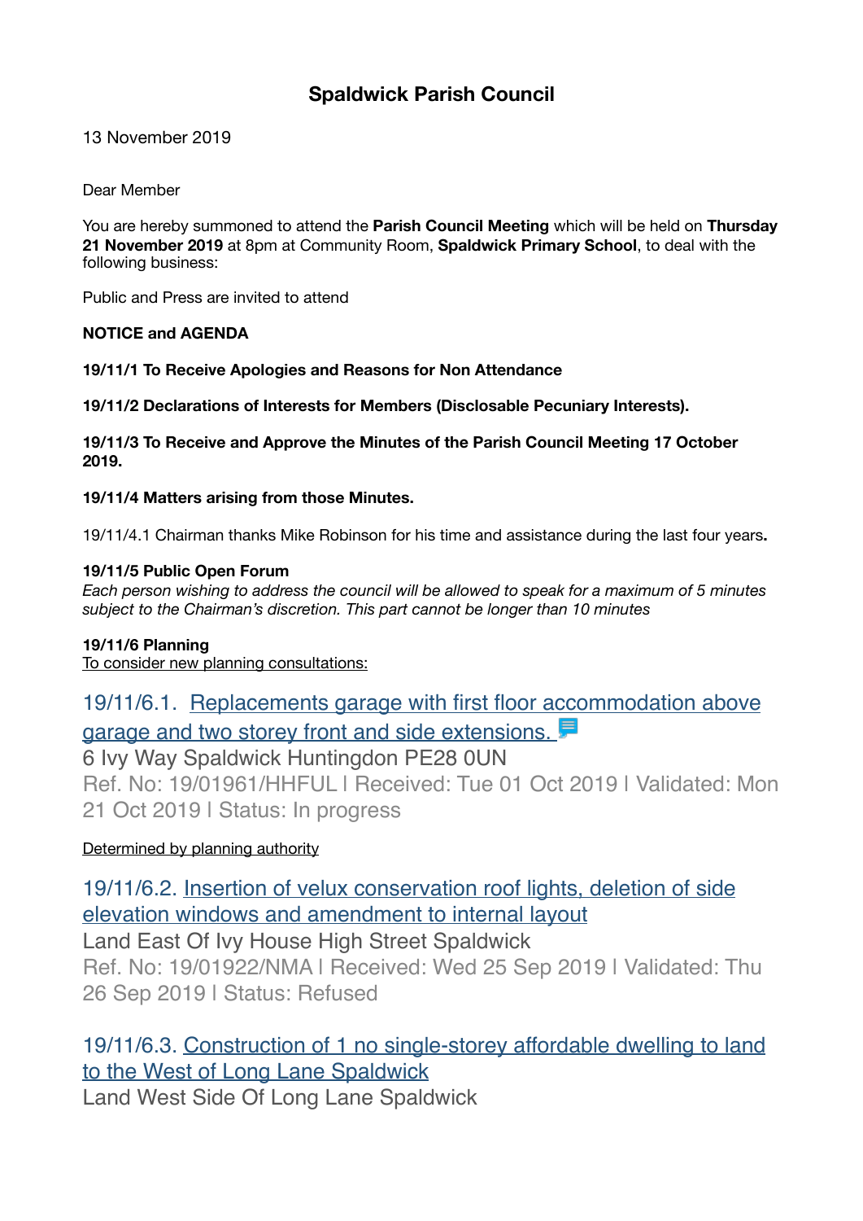# Spaldwick Parish Council

13 November 2019

Dear Member

You are hereby summoned to attend the **Parish Council Meeting** which will be held on **Thursday 21 November 2019** at 8pm at Community Room, **Spaldwick Primary School**, to deal with the following business:

Public and Press are invited to attend

**NOTICE and AGENDA**

**19/11/1 To Receive Apologies and Reasons for Non Attendance**

**19/11/2 Declarations of Interests for Members (Disclosable Pecuniary Interests).**

**19/11/3 To Receive and Approve the Minutes of the Parish Council Meeting 17 October 2019.**

**19/11/4 Matters arising from those Minutes.**

19/11/4.1 Chairman thanks Mike Robinson for his time and assistance during the last four years**.**

**19/11/5 Public Open Forum**
*Each person wishing to address the council will be allowed to speak for a maximum of 5 minutes subject to the Chairman's discretion. This part cannot be longer than 10 minutes*

**19/11/6 Planning**
To consider new planning consultations:

19/11/6.1. Replacements garage with first floor accommodation above garage and two storey front and side extensions.
6 Ivy Way Spaldwick Huntingdon PE28 0UN
Ref. No: 19/01961/HHFUL | Received: Tue 01 Oct 2019 | Validated: Mon 21 Oct 2019 | Status: In progress

Determined by planning authority

19/11/6.2. Insertion of velux conservation roof lights, deletion of side elevation windows and amendment to internal layout
Land East Of Ivy House High Street Spaldwick
Ref. No: 19/01922/NMA | Received: Wed 25 Sep 2019 | Validated: Thu 26 Sep 2019 | Status: Refused

19/11/6.3. Construction of 1 no single-storey affordable dwelling to land to the West of Long Lane Spaldwick
Land West Side Of Long Lane Spaldwick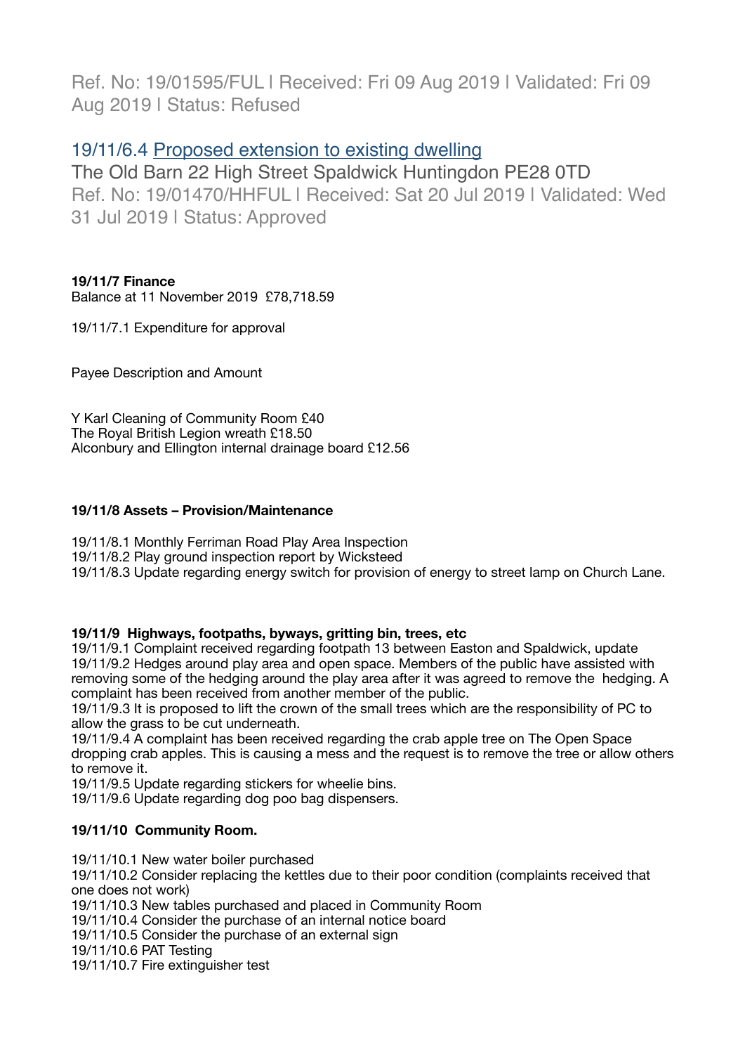Ref. No: 19/01595/FUL | Received: Fri 09 Aug 2019 | Validated: Fri 09 Aug 2019 | Status: Refused

19/11/6.4 Proposed extension to existing dwelling
The Old Barn 22 High Street Spaldwick Huntingdon PE28 0TD
Ref. No: 19/01470/HHFUL | Received: Sat 20 Jul 2019 | Validated: Wed 31 Jul 2019 | Status: Approved

**19/11/7 Finance**
Balance at 11 November 2019 £78,718.59

19/11/7.1 Expenditure for approval

Payee Description and Amount

Y Karl Cleaning of Community Room £40
The Royal British Legion wreath £18.50
Alconbury and Ellington internal drainage board £12.56

**19/11/8 Assets – Provision/Maintenance**

19/11/8.1 Monthly Ferriman Road Play Area Inspection
19/11/8.2 Play ground inspection report by Wicksteed
19/11/8.3 Update regarding energy switch for provision of energy to street lamp on Church Lane.

**19/11/9 Highways, footpaths, byways, gritting bin, trees, etc**
19/11/9.1 Complaint received regarding footpath 13 between Easton and Spaldwick, update
19/11/9.2 Hedges around play area and open space. Members of the public have assisted with removing some of the hedging around the play area after it was agreed to remove the hedging. A complaint has been received from another member of the public.
19/11/9.3 It is proposed to lift the crown of the small trees which are the responsibility of PC to allow the grass to be cut underneath.
19/11/9.4 A complaint has been received regarding the crab apple tree on The Open Space dropping crab apples. This is causing a mess and the request is to remove the tree or allow others to remove it.
19/11/9.5 Update regarding stickers for wheelie bins.
19/11/9.6 Update regarding dog poo bag dispensers.

**19/11/10 Community Room.**

19/11/10.1 New water boiler purchased
19/11/10.2 Consider replacing the kettles due to their poor condition (complaints received that one does not work)
19/11/10.3 New tables purchased and placed in Community Room
19/11/10.4 Consider the purchase of an internal notice board
19/11/10.5 Consider the purchase of an external sign
19/11/10.6 PAT Testing
19/11/10.7 Fire extinguisher test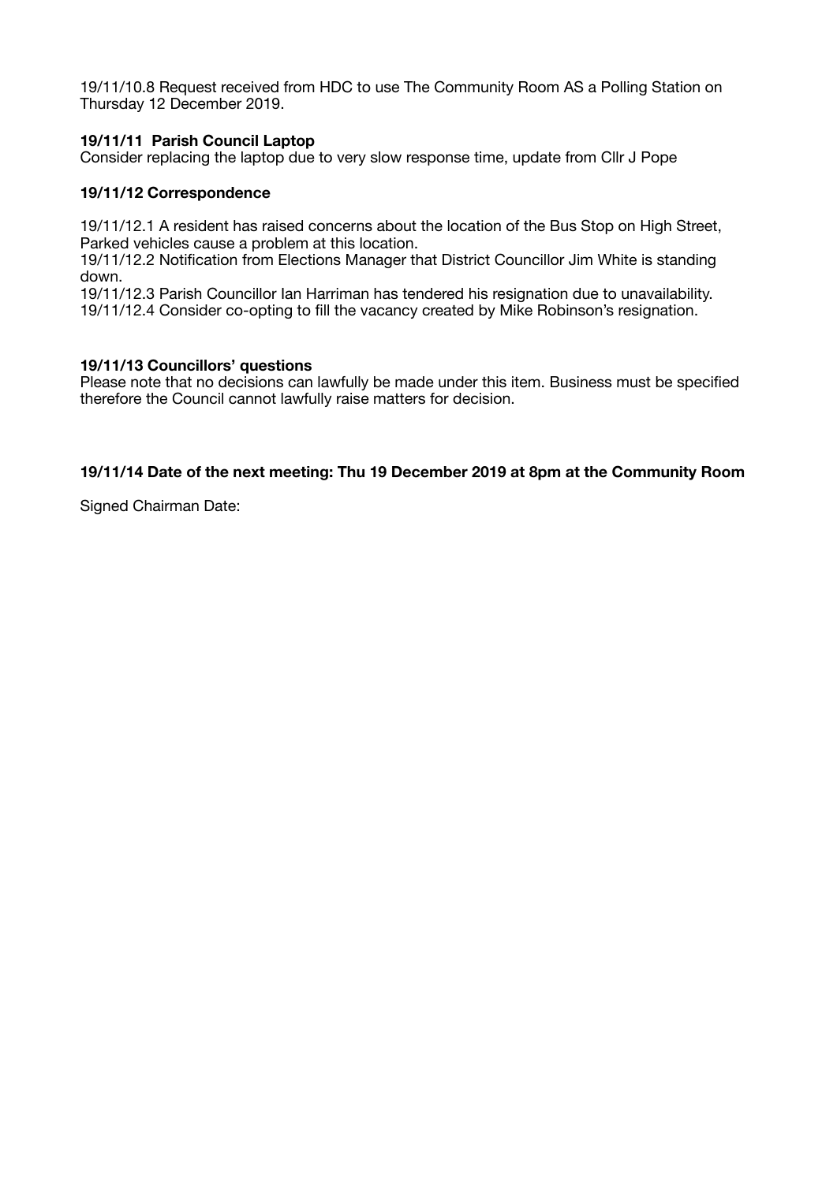19/11/10.8 Request received from HDC to use The Community Room AS a Polling Station on Thursday 12 December 2019.

**19/11/11 Parish Council Laptop**

Consider replacing the laptop due to very slow response time, update from Cllr J Pope

**19/11/12 Correspondence**

19/11/12.1 A resident has raised concerns about the location of the Bus Stop on High Street, Parked vehicles cause a problem at this location.

19/11/12.2 Notification from Elections Manager that District Councillor Jim White is standing down.

19/11/12.3 Parish Councillor Ian Harriman has tendered his resignation due to unavailability.

19/11/12.4 Consider co-opting to fill the vacancy created by Mike Robinson's resignation.

**19/11/13 Councillors' questions**

Please note that no decisions can lawfully be made under this item. Business must be specified therefore the Council cannot lawfully raise matters for decision.

**19/11/14 Date of the next meeting: Thu 19 December 2019 at 8pm at the Community Room**

Signed Chairman Date: